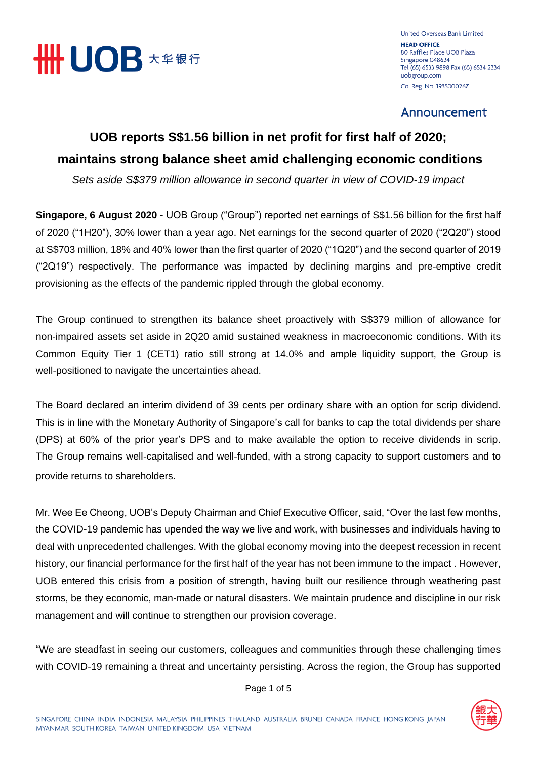United Overseas Bank Limited
**HEAD OFFICE**
80 Raffles Place UOB Plaza
Singapore 048624
Tel (65) 6533 9898 Fax (65) 6534 2334
uobgroup.com
Co. Reg. No. 193500026Z

**Announcement**

# UOB reports S$1.56 billion in net profit for first half of 2020; maintains strong balance sheet amid challenging economic conditions

*Sets aside S$379 million allowance in second quarter in view of COVID-19 impact*

**Singapore, 6 August 2020** - UOB Group ("Group") reported net earnings of S$1.56 billion for the first half of 2020 ("1H20"), 30% lower than a year ago. Net earnings for the second quarter of 2020 ("2Q20") stood at S$703 million, 18% and 40% lower than the first quarter of 2020 ("1Q20") and the second quarter of 2019 ("2Q19") respectively. The performance was impacted by declining margins and pre-emptive credit provisioning as the effects of the pandemic rippled through the global economy.

The Group continued to strengthen its balance sheet proactively with S$379 million of allowance for non-impaired assets set aside in 2Q20 amid sustained weakness in macroeconomic conditions. With its Common Equity Tier 1 (CET1) ratio still strong at 14.0% and ample liquidity support, the Group is well-positioned to navigate the uncertainties ahead.

The Board declared an interim dividend of 39 cents per ordinary share with an option for scrip dividend. This is in line with the Monetary Authority of Singapore's call for banks to cap the total dividends per share (DPS) at 60% of the prior year's DPS and to make available the option to receive dividends in scrip. The Group remains well-capitalised and well-funded, with a strong capacity to support customers and to provide returns to shareholders.

Mr. Wee Ee Cheong, UOB's Deputy Chairman and Chief Executive Officer, said, "Over the last few months, the COVID-19 pandemic has upended the way we live and work, with businesses and individuals having to deal with unprecedented challenges. With the global economy moving into the deepest recession in recent history, our financial performance for the first half of the year has not been immune to the impact . However, UOB entered this crisis from a position of strength, having built our resilience through weathering past storms, be they economic, man-made or natural disasters. We maintain prudence and discipline in our risk management and will continue to strengthen our provision coverage.

"We are steadfast in seeing our customers, colleagues and communities through these challenging times with COVID-19 remaining a threat and uncertainty persisting. Across the region, the Group has supported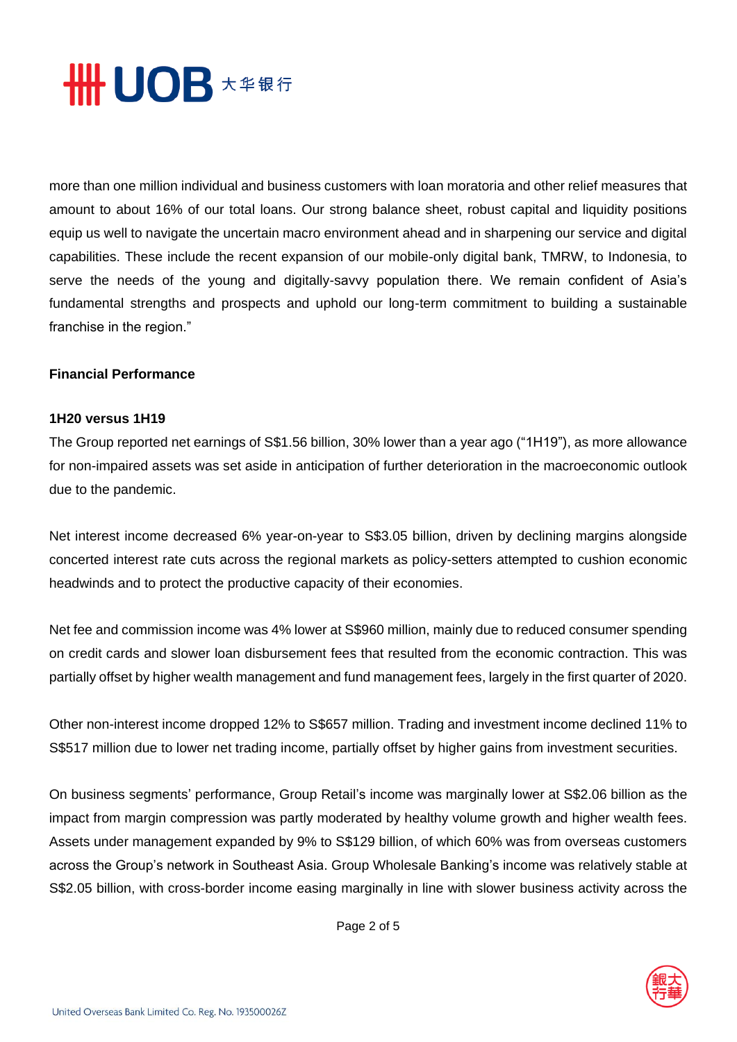more than one million individual and business customers with loan moratoria and other relief measures that amount to about 16% of our total loans. Our strong balance sheet, robust capital and liquidity positions equip us well to navigate the uncertain macro environment ahead and in sharpening our service and digital capabilities. These include the recent expansion of our mobile-only digital bank, TMRW, to Indonesia, to serve the needs of the young and digitally-savvy population there. We remain confident of Asia's fundamental strengths and prospects and uphold our long-term commitment to building a sustainable franchise in the region."

**Financial Performance**

**1H20 versus 1H19**

The Group reported net earnings of S$1.56 billion, 30% lower than a year ago ("1H19"), as more allowance for non-impaired assets was set aside in anticipation of further deterioration in the macroeconomic outlook due to the pandemic.

Net interest income decreased 6% year-on-year to S$3.05 billion, driven by declining margins alongside concerted interest rate cuts across the regional markets as policy-setters attempted to cushion economic headwinds and to protect the productive capacity of their economies.

Net fee and commission income was 4% lower at S$960 million, mainly due to reduced consumer spending on credit cards and slower loan disbursement fees that resulted from the economic contraction. This was partially offset by higher wealth management and fund management fees, largely in the first quarter of 2020.

Other non-interest income dropped 12% to S$657 million. Trading and investment income declined 11% to S$517 million due to lower net trading income, partially offset by higher gains from investment securities.

On business segments' performance, Group Retail's income was marginally lower at S$2.06 billion as the impact from margin compression was partly moderated by healthy volume growth and higher wealth fees. Assets under management expanded by 9% to S$129 billion, of which 60% was from overseas customers across the Group's network in Southeast Asia. Group Wholesale Banking's income was relatively stable at S$2.05 billion, with cross-border income easing marginally in line with slower business activity across the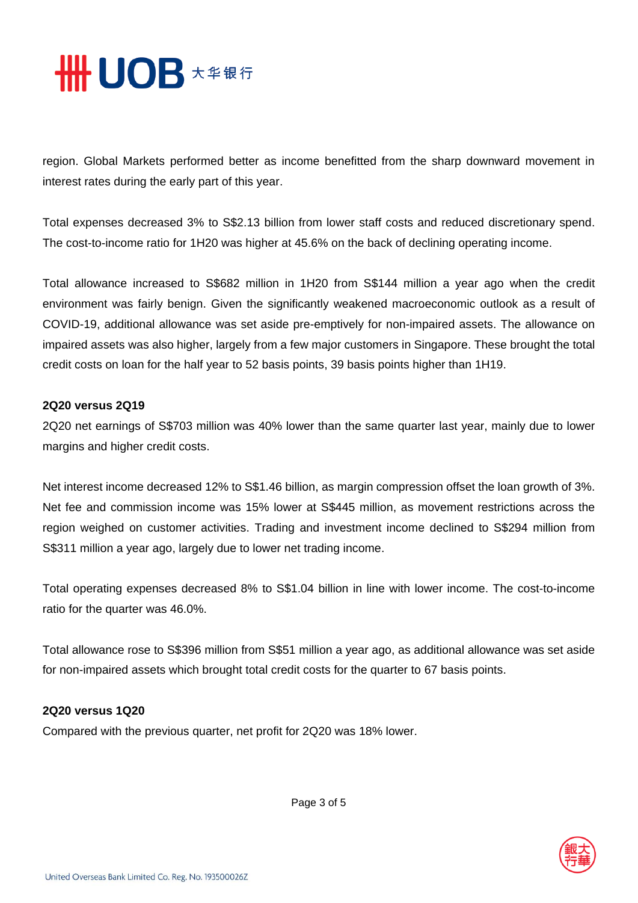region. Global Markets performed better as income benefitted from the sharp downward movement in interest rates during the early part of this year.

Total expenses decreased 3% to S$2.13 billion from lower staff costs and reduced discretionary spend. The cost-to-income ratio for 1H20 was higher at 45.6% on the back of declining operating income.

Total allowance increased to S$682 million in 1H20 from S$144 million a year ago when the credit environment was fairly benign. Given the significantly weakened macroeconomic outlook as a result of COVID-19, additional allowance was set aside pre-emptively for non-impaired assets. The allowance on impaired assets was also higher, largely from a few major customers in Singapore. These brought the total credit costs on loan for the half year to 52 basis points, 39 basis points higher than 1H19.

**2Q20 versus 2Q19**

2Q20 net earnings of S$703 million was 40% lower than the same quarter last year, mainly due to lower margins and higher credit costs.

Net interest income decreased 12% to S$1.46 billion, as margin compression offset the loan growth of 3%. Net fee and commission income was 15% lower at S$445 million, as movement restrictions across the region weighed on customer activities. Trading and investment income declined to S$294 million from S$311 million a year ago, largely due to lower net trading income.

Total operating expenses decreased 8% to S$1.04 billion in line with lower income. The cost-to-income ratio for the quarter was 46.0%.

Total allowance rose to S$396 million from S$51 million a year ago, as additional allowance was set aside for non-impaired assets which brought total credit costs for the quarter to 67 basis points.

**2Q20 versus 1Q20**

Compared with the previous quarter, net profit for 2Q20 was 18% lower.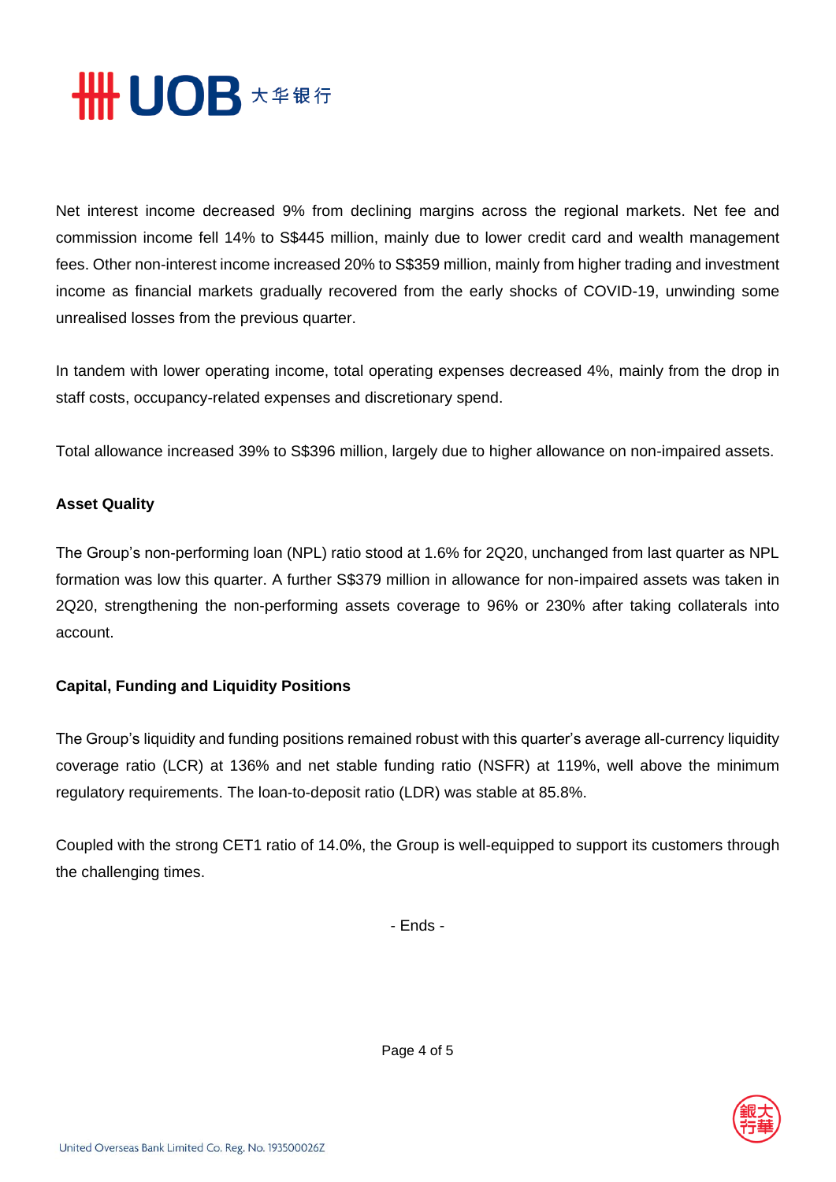Net interest income decreased 9% from declining margins across the regional markets. Net fee and commission income fell 14% to S$445 million, mainly due to lower credit card and wealth management fees. Other non-interest income increased 20% to S$359 million, mainly from higher trading and investment income as financial markets gradually recovered from the early shocks of COVID-19, unwinding some unrealised losses from the previous quarter.

In tandem with lower operating income, total operating expenses decreased 4%, mainly from the drop in staff costs, occupancy-related expenses and discretionary spend.

Total allowance increased 39% to S$396 million, largely due to higher allowance on non-impaired assets.

**Asset Quality**

The Group's non-performing loan (NPL) ratio stood at 1.6% for 2Q20, unchanged from last quarter as NPL formation was low this quarter. A further S$379 million in allowance for non-impaired assets was taken in 2Q20, strengthening the non-performing assets coverage to 96% or 230% after taking collaterals into account.

**Capital, Funding and Liquidity Positions**

The Group's liquidity and funding positions remained robust with this quarter's average all-currency liquidity coverage ratio (LCR) at 136% and net stable funding ratio (NSFR) at 119%, well above the minimum regulatory requirements. The loan-to-deposit ratio (LDR) was stable at 85.8%.

Coupled with the strong CET1 ratio of 14.0%, the Group is well-equipped to support its customers through the challenging times.

- Ends -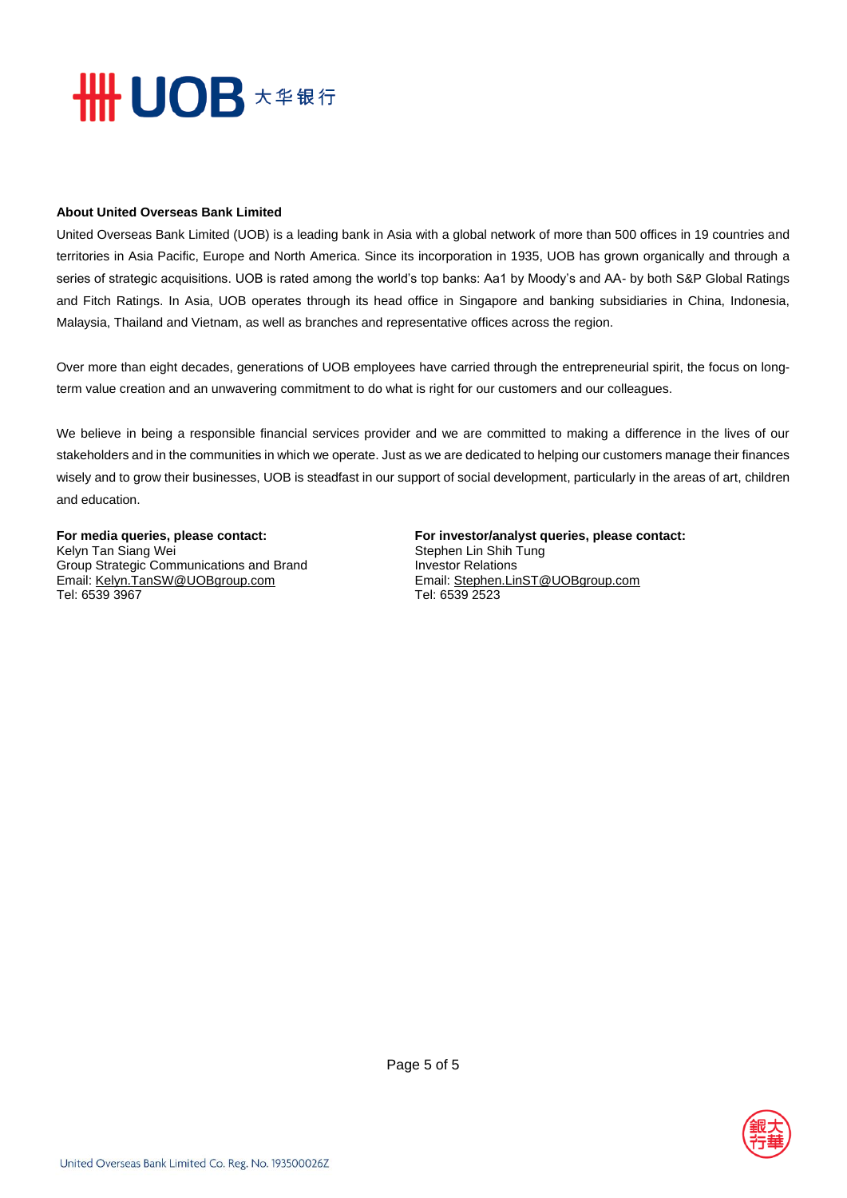**About United Overseas Bank Limited**

United Overseas Bank Limited (UOB) is a leading bank in Asia with a global network of more than 500 offices in 19 countries and territories in Asia Pacific, Europe and North America. Since its incorporation in 1935, UOB has grown organically and through a series of strategic acquisitions. UOB is rated among the world's top banks: Aa1 by Moody's and AA- by both S&P Global Ratings and Fitch Ratings. In Asia, UOB operates through its head office in Singapore and banking subsidiaries in China, Indonesia, Malaysia, Thailand and Vietnam, as well as branches and representative offices across the region.

Over more than eight decades, generations of UOB employees have carried through the entrepreneurial spirit, the focus on long-term value creation and an unwavering commitment to do what is right for our customers and our colleagues.

We believe in being a responsible financial services provider and we are committed to making a difference in the lives of our stakeholders and in the communities in which we operate. Just as we are dedicated to helping our customers manage their finances wisely and to grow their businesses, UOB is steadfast in our support of social development, particularly in the areas of art, children and education.

**For media queries, please contact:**
Kelyn Tan Siang Wei
Group Strategic Communications and Brand
Email: Kelyn.TanSW@UOBgroup.com
Tel: 6539 3967

**For investor/analyst queries, please contact:**
Stephen Lin Shih Tung
Investor Relations
Email: Stephen.LinST@UOBgroup.com
Tel: 6539 2523